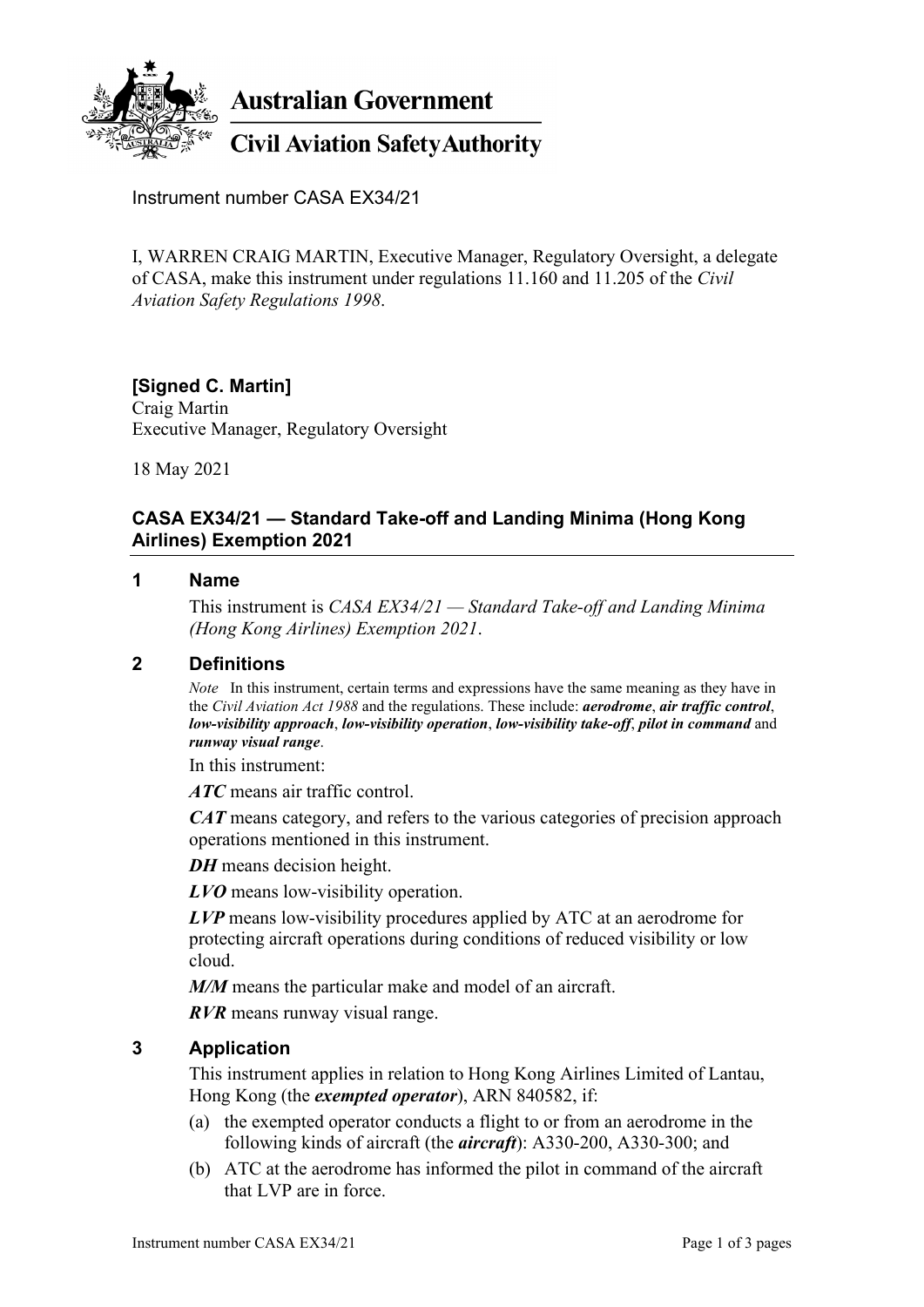**Australian Government**

**Civil Aviation Safety Authority**

Instrument number CASA EX34/21

I, WARREN CRAIG MARTIN, Executive Manager, Regulatory Oversight, a delegate of CASA, make this instrument under regulations 11.160 and 11.205 of the *Civil Aviation Safety Regulations 1998*.

**[Signed C. Martin]**
Craig Martin
Executive Manager, Regulatory Oversight

18 May 2021

## CASA EX34/21 — Standard Take-off and Landing Minima (Hong Kong Airlines) Exemption 2021

### 1 Name

This instrument is *CASA EX34/21 — Standard Take-off and Landing Minima (Hong Kong Airlines) Exemption 2021*.

### 2 Definitions

*Note* In this instrument, certain terms and expressions have the same meaning as they have in the *Civil Aviation Act 1988* and the regulations. These include: ***aerodrome***, ***air traffic control***, ***low-visibility approach***, ***low-visibility operation***, ***low-visibility take-off***, ***pilot in command*** and ***runway visual range***.

In this instrument:

***ATC*** means air traffic control.

***CAT*** means category, and refers to the various categories of precision approach operations mentioned in this instrument.

***DH*** means decision height.

***LVO*** means low-visibility operation.

***LVP*** means low-visibility procedures applied by ATC at an aerodrome for protecting aircraft operations during conditions of reduced visibility or low cloud.

***M/M*** means the particular make and model of an aircraft.

***RVR*** means runway visual range.

### 3 Application

This instrument applies in relation to Hong Kong Airlines Limited of Lantau, Hong Kong (the ***exempted operator***), ARN 840582, if:

(a) the exempted operator conducts a flight to or from an aerodrome in the following kinds of aircraft (the ***aircraft***): A330-200, A330-300; and

(b) ATC at the aerodrome has informed the pilot in command of the aircraft that LVP are in force.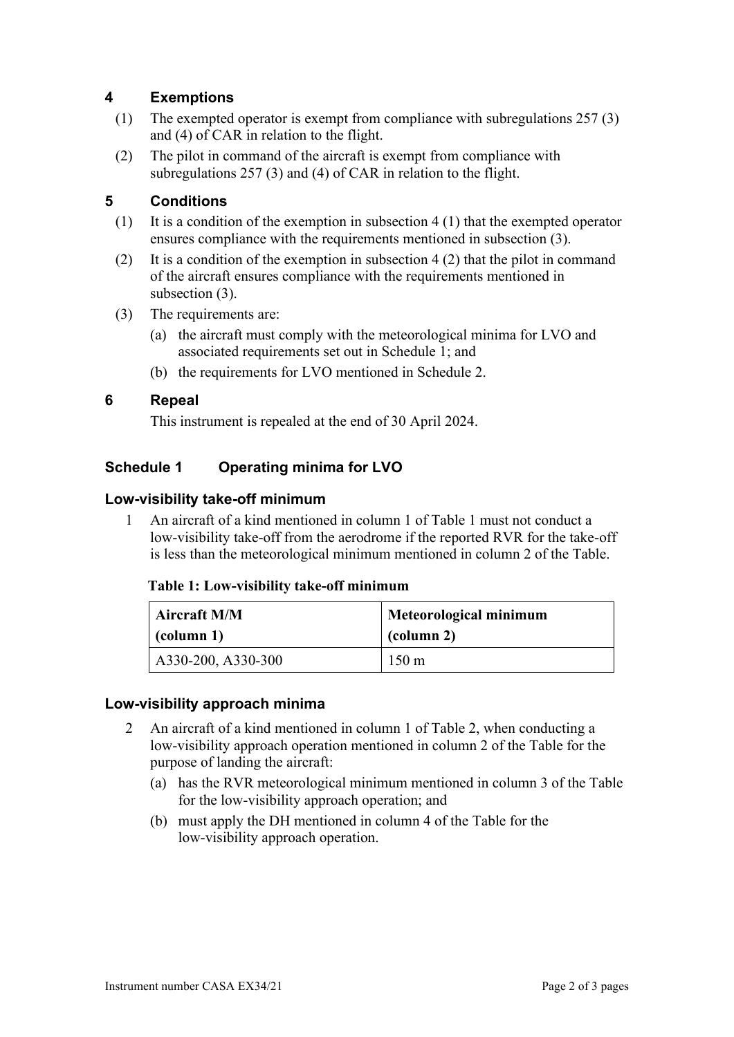## 4 Exemptions

(1) The exempted operator is exempt from compliance with subregulations 257 (3) and (4) of CAR in relation to the flight.

(2) The pilot in command of the aircraft is exempt from compliance with subregulations 257 (3) and (4) of CAR in relation to the flight.

## 5 Conditions

(1) It is a condition of the exemption in subsection 4 (1) that the exempted operator ensures compliance with the requirements mentioned in subsection (3).

(2) It is a condition of the exemption in subsection 4 (2) that the pilot in command of the aircraft ensures compliance with the requirements mentioned in subsection (3).

(3) The requirements are:

(a) the aircraft must comply with the meteorological minima for LVO and associated requirements set out in Schedule 1; and

(b) the requirements for LVO mentioned in Schedule 2.

## 6 Repeal

This instrument is repealed at the end of 30 April 2024.

## Schedule 1 Operating minima for LVO

### Low-visibility take-off minimum

1 An aircraft of a kind mentioned in column 1 of Table 1 must not conduct a low-visibility take-off from the aerodrome if the reported RVR for the take-off is less than the meteorological minimum mentioned in column 2 of the Table.

**Table 1: Low-visibility take-off minimum**

| Aircraft M/M (column 1) | Meteorological minimum (column 2) |
|---|---|
| A330-200, A330-300 | 150 m |

### Low-visibility approach minima

2 An aircraft of a kind mentioned in column 1 of Table 2, when conducting a low-visibility approach operation mentioned in column 2 of the Table for the purpose of landing the aircraft:

(a) has the RVR meteorological minimum mentioned in column 3 of the Table for the low-visibility approach operation; and

(b) must apply the DH mentioned in column 4 of the Table for the low-visibility approach operation.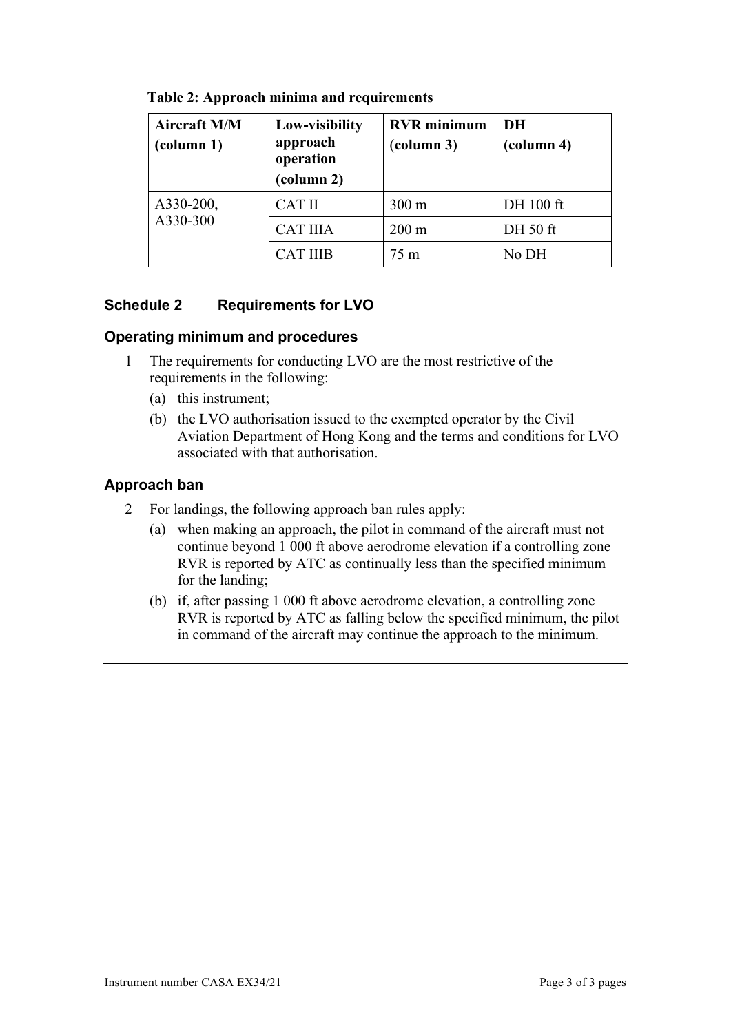**Table 2: Approach minima and requirements**

| Aircraft M/M (column 1) | Low-visibility approach operation (column 2) | RVR minimum (column 3) | DH (column 4) |
|---|---|---|---|
| A330-200, A330-300 | CAT II | 300 m | DH 100 ft |
| | CAT IIIA | 200 m | DH 50 ft |
| | CAT IIIB | 75 m | No DH |

## Schedule 2 Requirements for LVO

### Operating minimum and procedures

1 The requirements for conducting LVO are the most restrictive of the requirements in the following:

(a) this instrument;

(b) the LVO authorisation issued to the exempted operator by the Civil Aviation Department of Hong Kong and the terms and conditions for LVO associated with that authorisation.

### Approach ban

2 For landings, the following approach ban rules apply:

(a) when making an approach, the pilot in command of the aircraft must not continue beyond 1 000 ft above aerodrome elevation if a controlling zone RVR is reported by ATC as continually less than the specified minimum for the landing;

(b) if, after passing 1 000 ft above aerodrome elevation, a controlling zone RVR is reported by ATC as falling below the specified minimum, the pilot in command of the aircraft may continue the approach to the minimum.

Instrument number CASA EX34/21